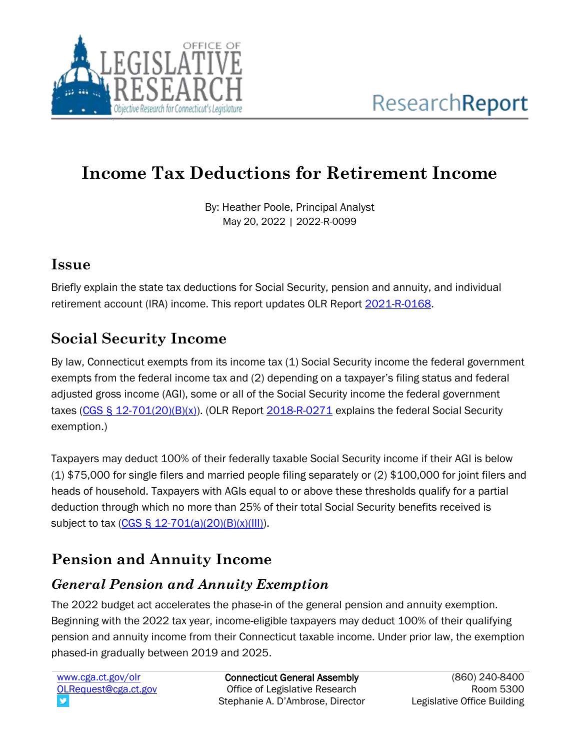# Income Tax Deductions for Retirement Income

By: Heather Poole, Principal Analyst
May 20, 2022 | 2022-R-0099

## Issue

Briefly explain the state tax deductions for Social Security, pension and annuity, and individual retirement account (IRA) income. This report updates OLR Report [2021-R-0168](2021-R-0168).

## Social Security Income

By law, Connecticut exempts from its income tax (1) Social Security income the federal government exempts from the federal income tax and (2) depending on a taxpayer's filing status and federal adjusted gross income (AGI), some or all of the Social Security income the federal government taxes ([CGS § 12-701(20)(B)(x)](CGS § 12-701(20)(B)(x))). (OLR Report [2018-R-0271](2018-R-0271) explains the federal Social Security exemption.)

Taxpayers may deduct 100% of their federally taxable Social Security income if their AGI is below (1) $75,000 for single filers and married people filing separately or (2) $100,000 for joint filers and heads of household. Taxpayers with AGIs equal to or above these thresholds qualify for a partial deduction through which no more than 25% of their total Social Security benefits received is subject to tax ([CGS § 12-701(a)(20)(B)(x)(III)](CGS § 12-701(a)(20)(B)(x)(III))).

## Pension and Annuity Income

### *General Pension and Annuity Exemption*

The 2022 budget act accelerates the phase-in of the general pension and annuity exemption. Beginning with the 2022 tax year, income-eligible taxpayers may deduct 100% of their qualifying pension and annuity income from their Connecticut taxable income. Under prior law, the exemption phased-in gradually between 2019 and 2025.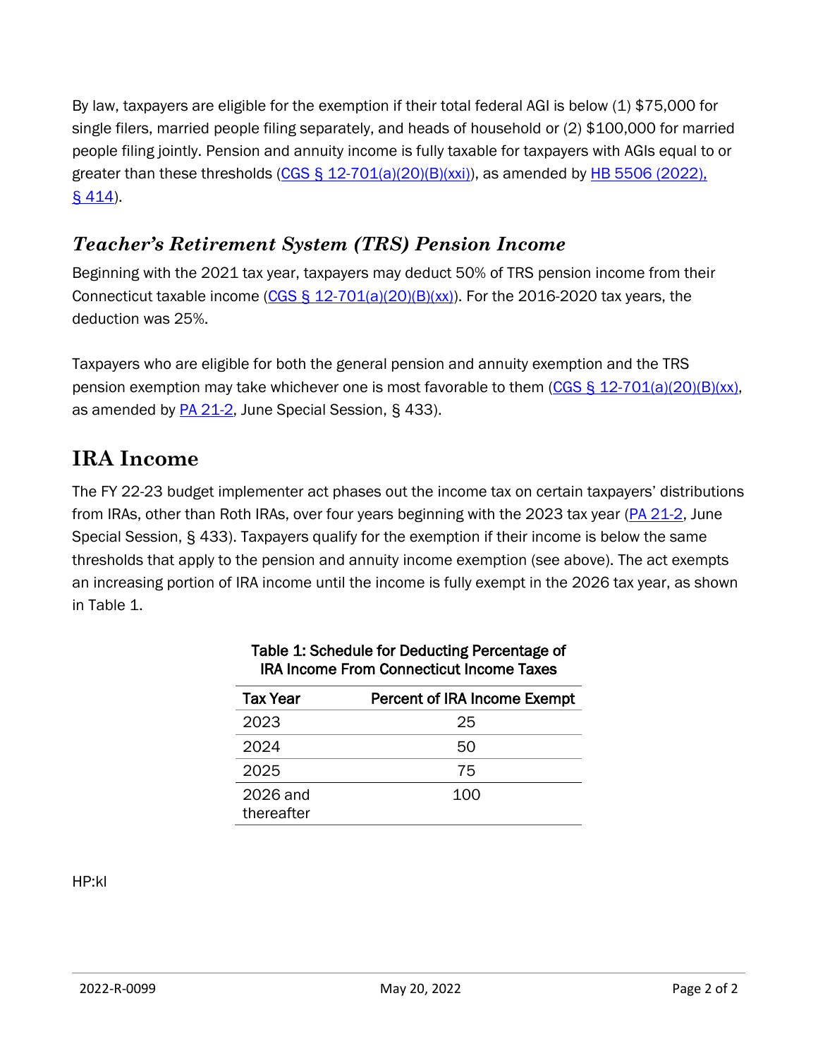By law, taxpayers are eligible for the exemption if their total federal AGI is below (1) $75,000 for single filers, married people filing separately, and heads of household or (2) $100,000 for married people filing jointly. Pension and annuity income is fully taxable for taxpayers with AGIs equal to or greater than these thresholds (CGS § 12-701(a)(20)(B)(xxi)), as amended by HB 5506 (2022), § 414).

### *Teacher's Retirement System (TRS) Pension Income*

Beginning with the 2021 tax year, taxpayers may deduct 50% of TRS pension income from their Connecticut taxable income (CGS § 12-701(a)(20)(B)(xx)). For the 2016-2020 tax years, the deduction was 25%.

Taxpayers who are eligible for both the general pension and annuity exemption and the TRS pension exemption may take whichever one is most favorable to them (CGS § 12-701(a)(20)(B)(xx), as amended by PA 21-2, June Special Session, § 433).

## IRA Income

The FY 22-23 budget implementer act phases out the income tax on certain taxpayers' distributions from IRAs, other than Roth IRAs, over four years beginning with the 2023 tax year (PA 21-2, June Special Session, § 433). Taxpayers qualify for the exemption if their income is below the same thresholds that apply to the pension and annuity income exemption (see above). The act exempts an increasing portion of IRA income until the income is fully exempt in the 2026 tax year, as shown in Table 1.

**Table 1: Schedule for Deducting Percentage of IRA Income From Connecticut Income Taxes**

| Tax Year | Percent of IRA Income Exempt |
|---|---|
| 2023 | 25 |
| 2024 | 50 |
| 2025 | 75 |
| 2026 and thereafter | 100 |

HP:kl

2022-R-0099 May 20, 2022